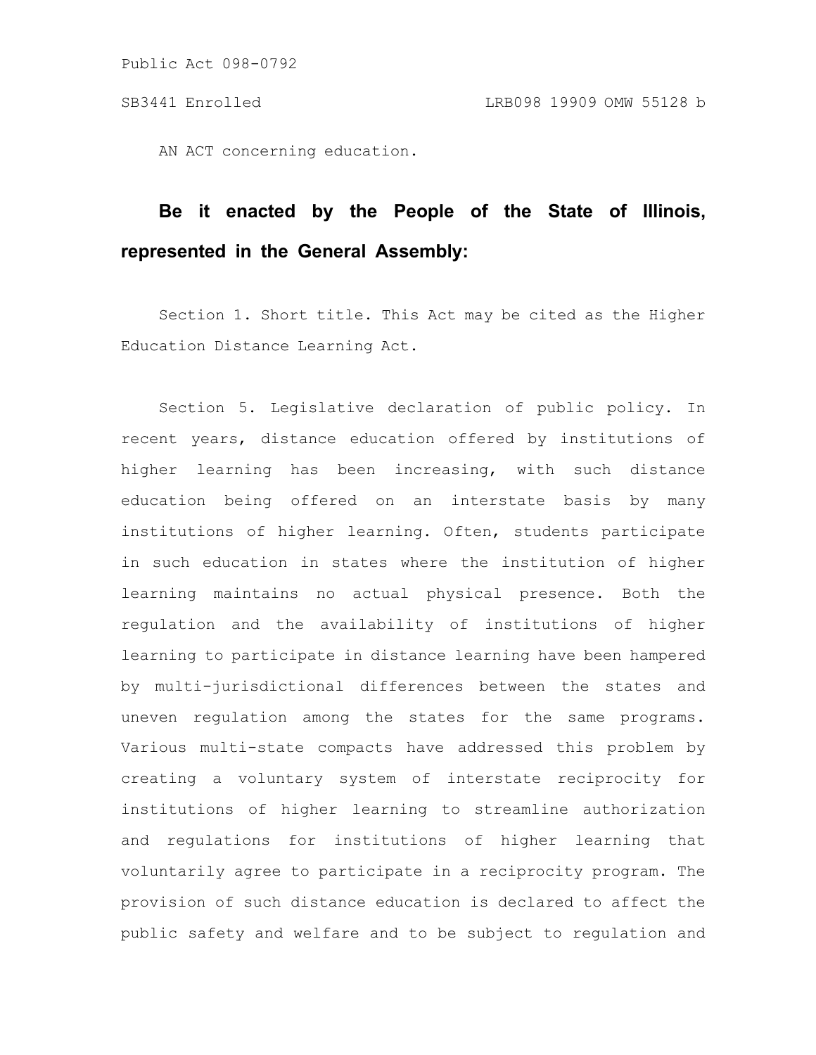Public Act 098-0792

SB3441 Enrolled LRB098 19909 OMW 55128 b

AN ACT concerning education.

**Be it enacted by the People of the State of Illinois, represented in the General Assembly:**

Section 1. Short title. This Act may be cited as the Higher Education Distance Learning Act.

Section 5. Legislative declaration of public policy. In recent years, distance education offered by institutions of higher learning has been increasing, with such distance education being offered on an interstate basis by many institutions of higher learning. Often, students participate in such education in states where the institution of higher learning maintains no actual physical presence. Both the regulation and the availability of institutions of higher learning to participate in distance learning have been hampered by multi-jurisdictional differences between the states and uneven regulation among the states for the same programs. Various multi-state compacts have addressed this problem by creating a voluntary system of interstate reciprocity for institutions of higher learning to streamline authorization and regulations for institutions of higher learning that voluntarily agree to participate in a reciprocity program. The provision of such distance education is declared to affect the public safety and welfare and to be subject to regulation and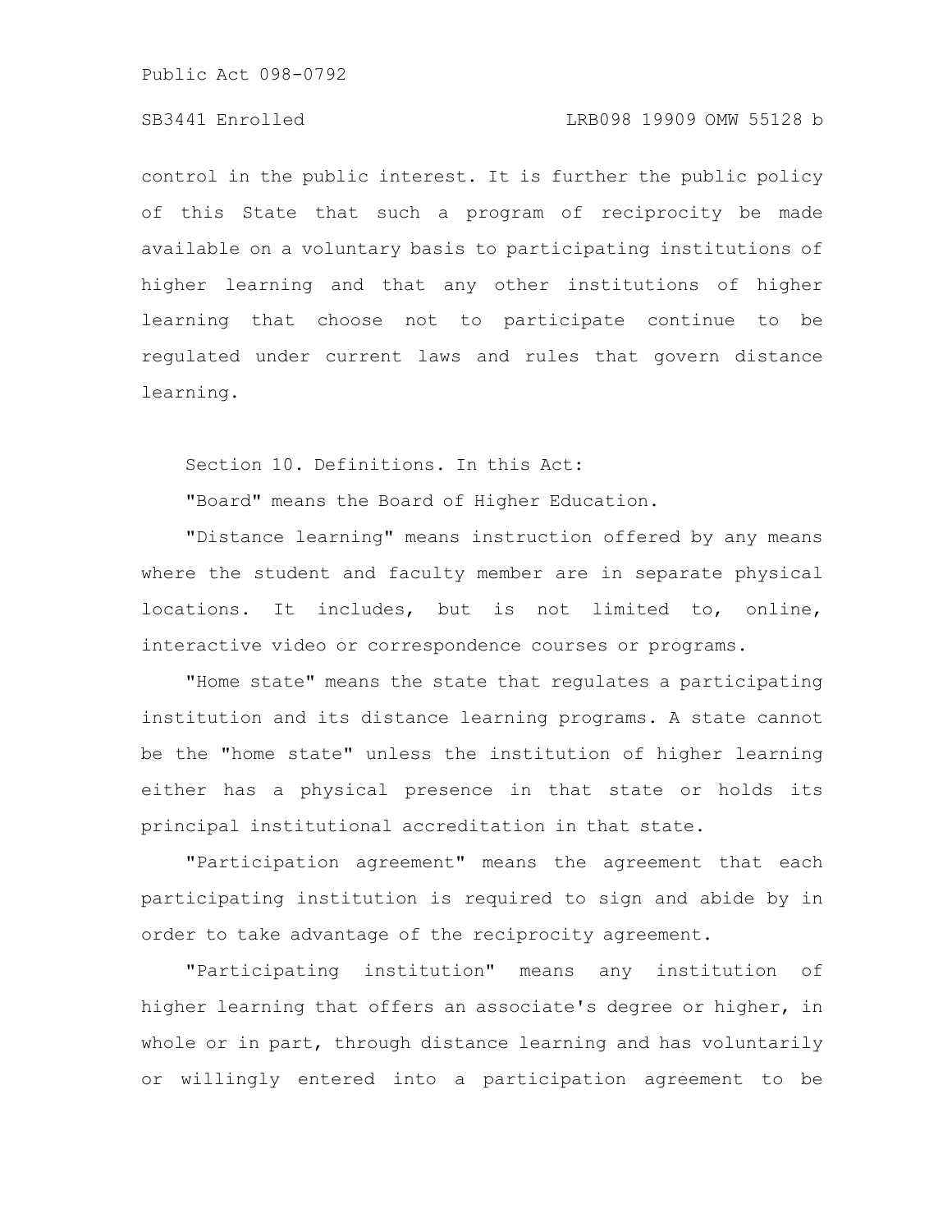control in the public interest. It is further the public policy of this State that such a program of reciprocity be made available on a voluntary basis to participating institutions of higher learning and that any other institutions of higher learning that choose not to participate continue to be regulated under current laws and rules that govern distance learning.

Section 10. Definitions. In this Act:

"Board" means the Board of Higher Education.

"Distance learning" means instruction offered by any means where the student and faculty member are in separate physical locations. It includes, but is not limited to, online, interactive video or correspondence courses or programs.

"Home state" means the state that regulates a participating institution and its distance learning programs. A state cannot be the "home state" unless the institution of higher learning either has a physical presence in that state or holds its principal institutional accreditation in that state.

"Participation agreement" means the agreement that each participating institution is required to sign and abide by in order to take advantage of the reciprocity agreement.

"Participating institution" means any institution of higher learning that offers an associate's degree or higher, in whole or in part, through distance learning and has voluntarily or willingly entered into a participation agreement to be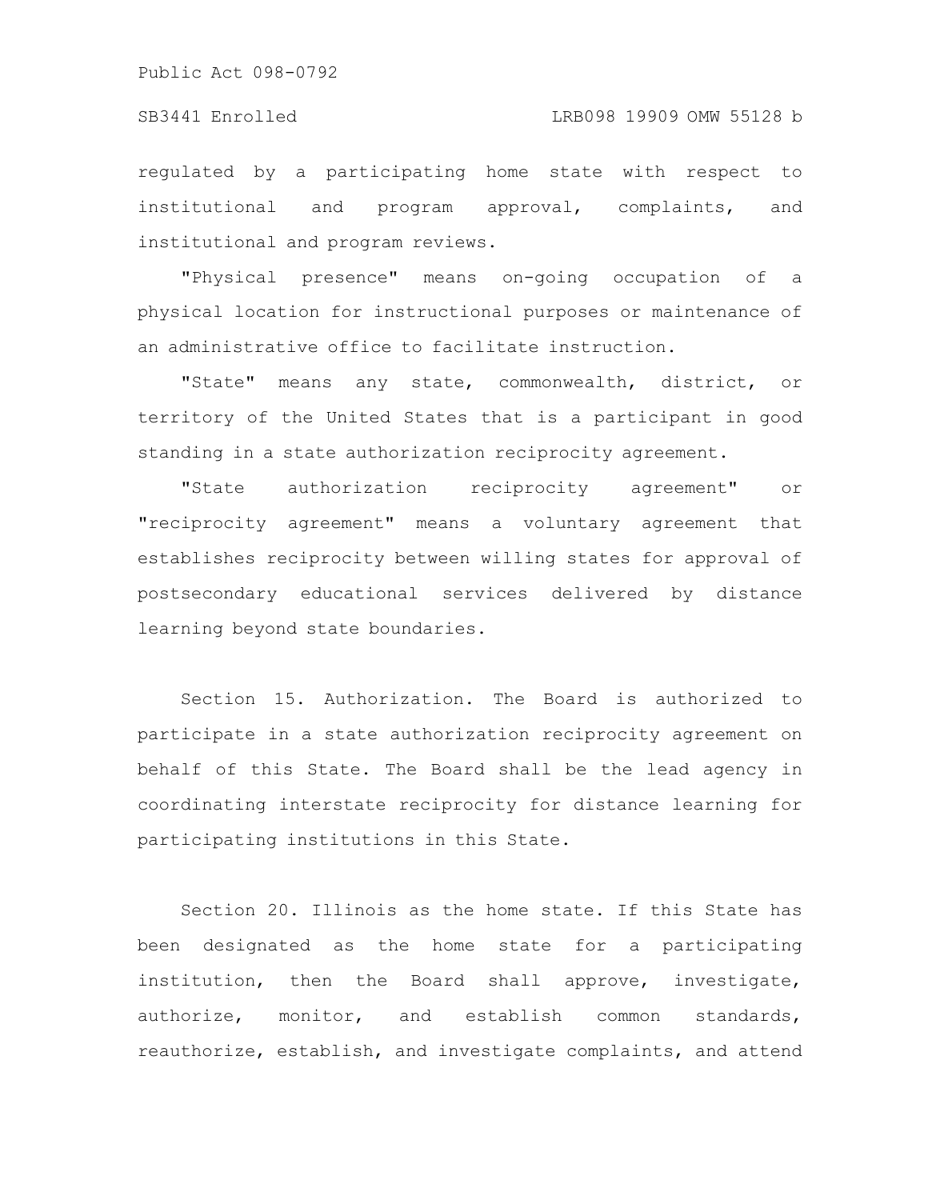regulated by a participating home state with respect to institutional and program approval, complaints, and institutional and program reviews.

"Physical presence" means on-going occupation of a physical location for instructional purposes or maintenance of an administrative office to facilitate instruction.

"State" means any state, commonwealth, district, or territory of the United States that is a participant in good standing in a state authorization reciprocity agreement.

"State authorization reciprocity agreement" or "reciprocity agreement" means a voluntary agreement that establishes reciprocity between willing states for approval of postsecondary educational services delivered by distance learning beyond state boundaries.

Section 15. Authorization. The Board is authorized to participate in a state authorization reciprocity agreement on behalf of this State. The Board shall be the lead agency in coordinating interstate reciprocity for distance learning for participating institutions in this State.

Section 20. Illinois as the home state. If this State has been designated as the home state for a participating institution, then the Board shall approve, investigate, authorize, monitor, and establish common standards, reauthorize, establish, and investigate complaints, and attend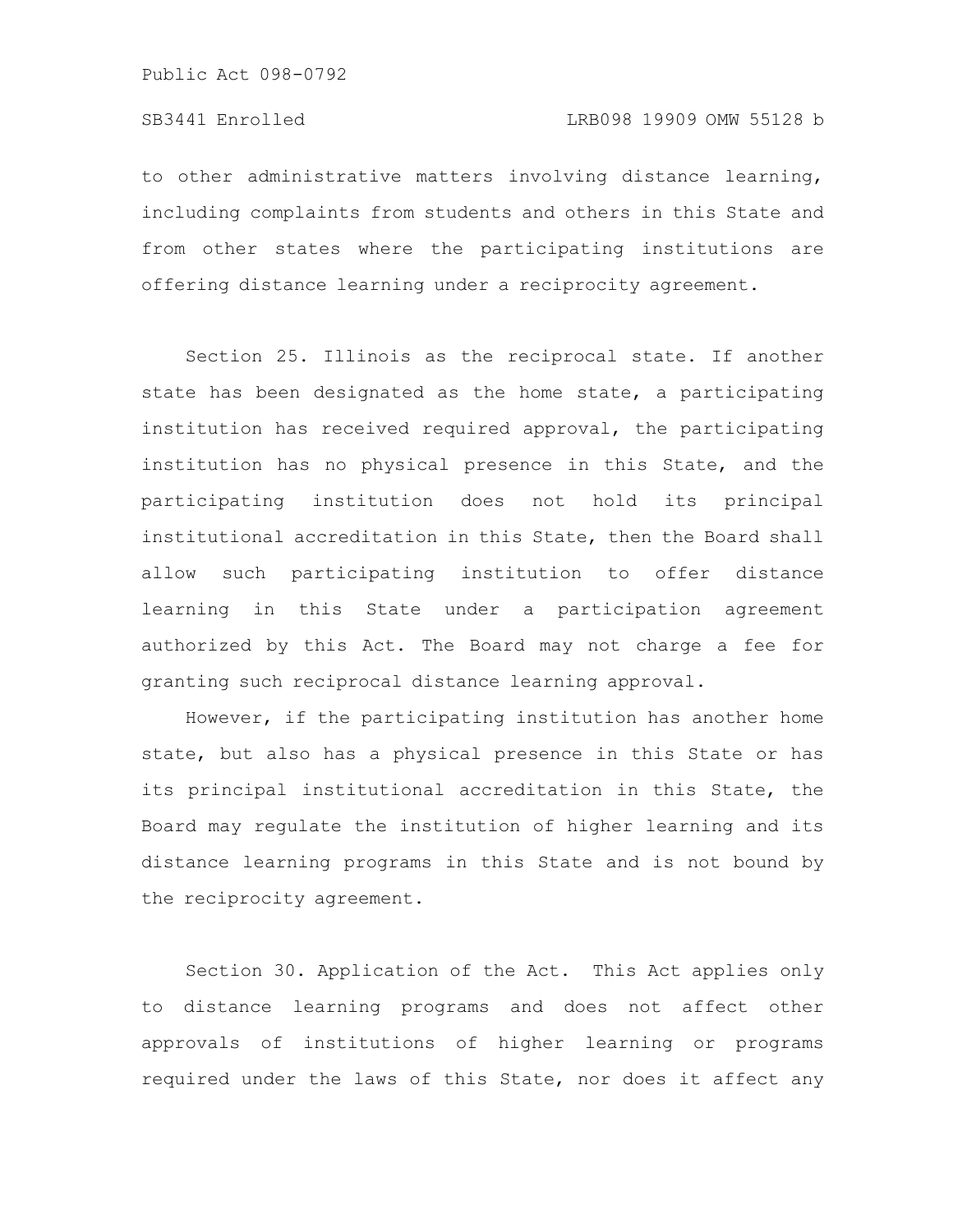to other administrative matters involving distance learning, including complaints from students and others in this State and from other states where the participating institutions are offering distance learning under a reciprocity agreement.

Section 25. Illinois as the reciprocal state. If another state has been designated as the home state, a participating institution has received required approval, the participating institution has no physical presence in this State, and the participating institution does not hold its principal institutional accreditation in this State, then the Board shall allow such participating institution to offer distance learning in this State under a participation agreement authorized by this Act. The Board may not charge a fee for granting such reciprocal distance learning approval.

However, if the participating institution has another home state, but also has a physical presence in this State or has its principal institutional accreditation in this State, the Board may regulate the institution of higher learning and its distance learning programs in this State and is not bound by the reciprocity agreement.

Section 30. Application of the Act. This Act applies only to distance learning programs and does not affect other approvals of institutions of higher learning or programs required under the laws of this State, nor does it affect any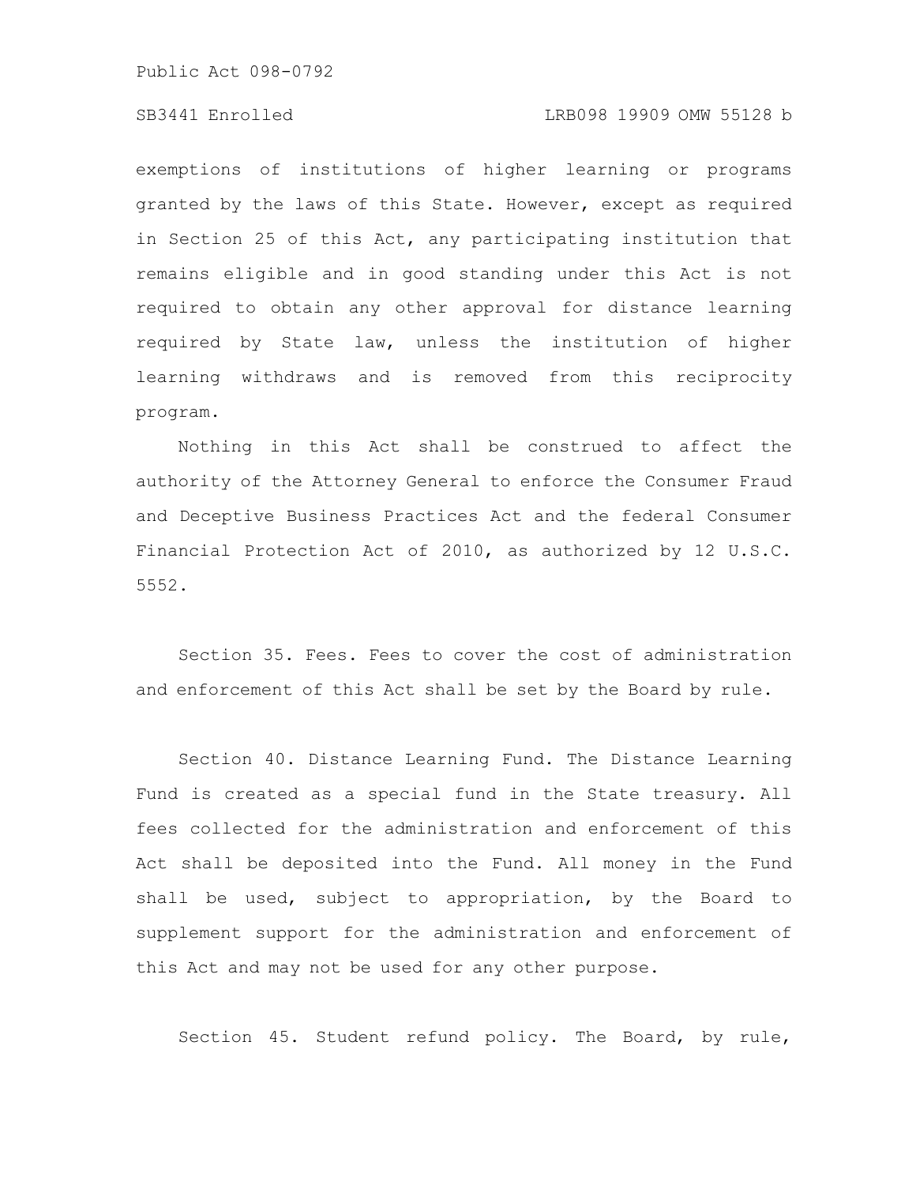exemptions of institutions of higher learning or programs granted by the laws of this State. However, except as required in Section 25 of this Act, any participating institution that remains eligible and in good standing under this Act is not required to obtain any other approval for distance learning required by State law, unless the institution of higher learning withdraws and is removed from this reciprocity program.

Nothing in this Act shall be construed to affect the authority of the Attorney General to enforce the Consumer Fraud and Deceptive Business Practices Act and the federal Consumer Financial Protection Act of 2010, as authorized by 12 U.S.C. 5552.

Section 35. Fees. Fees to cover the cost of administration and enforcement of this Act shall be set by the Board by rule.

Section 40. Distance Learning Fund. The Distance Learning Fund is created as a special fund in the State treasury. All fees collected for the administration and enforcement of this Act shall be deposited into the Fund. All money in the Fund shall be used, subject to appropriation, by the Board to supplement support for the administration and enforcement of this Act and may not be used for any other purpose.

Section 45. Student refund policy. The Board, by rule,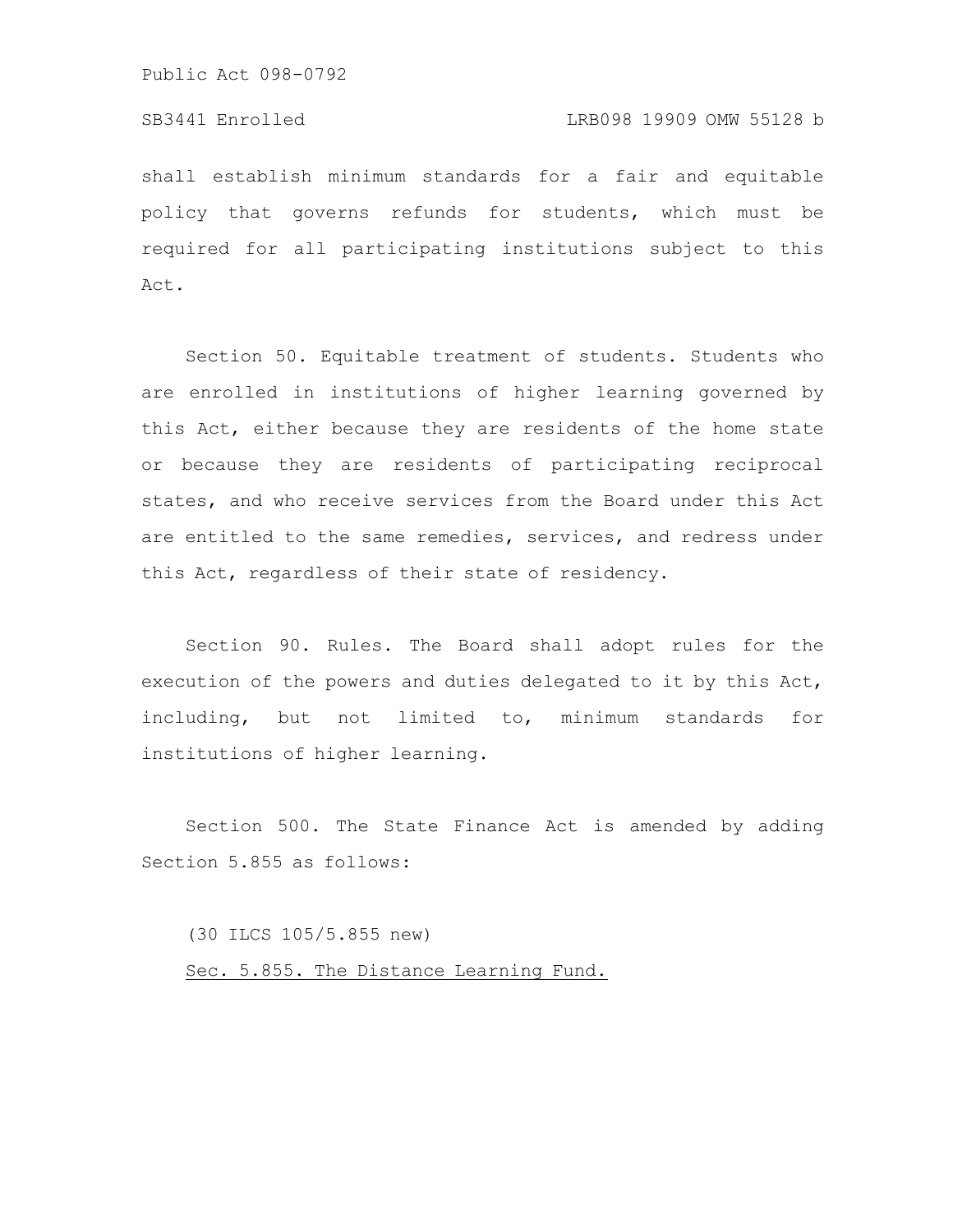shall establish minimum standards for a fair and equitable policy that governs refunds for students, which must be required for all participating institutions subject to this Act.

Section 50. Equitable treatment of students. Students who are enrolled in institutions of higher learning governed by this Act, either because they are residents of the home state or because they are residents of participating reciprocal states, and who receive services from the Board under this Act are entitled to the same remedies, services, and redress under this Act, regardless of their state of residency.

Section 90. Rules. The Board shall adopt rules for the execution of the powers and duties delegated to it by this Act, including, but not limited to, minimum standards for institutions of higher learning.

Section 500. The State Finance Act is amended by adding Section 5.855 as follows:

(30 ILCS 105/5.855 new)

Sec. 5.855. The Distance Learning Fund.